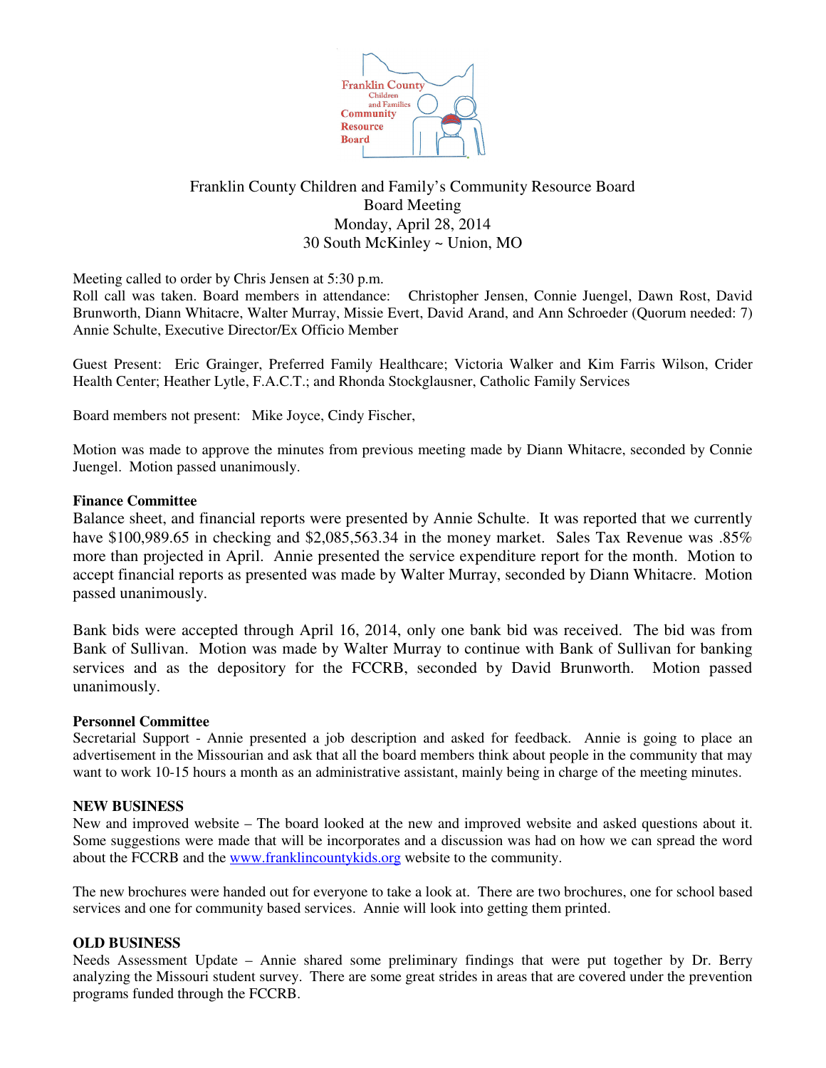Franklin County Children and Family's Community Resource Board
Board Meeting
Monday, April 28, 2014
30 South McKinley ~ Union, MO

Meeting called to order by Chris Jensen at 5:30 p.m.
Roll call was taken. Board members in attendance: Christopher Jensen, Connie Juengel, Dawn Rost, David Brunworth, Diann Whitacre, Walter Murray, Missie Evert, David Arand, and Ann Schroeder (Quorum needed: 7)
Annie Schulte, Executive Director/Ex Officio Member

Guest Present: Eric Grainger, Preferred Family Healthcare; Victoria Walker and Kim Farris Wilson, Crider Health Center; Heather Lytle, F.A.C.T.; and Rhonda Stockglausner, Catholic Family Services

Board members not present: Mike Joyce, Cindy Fischer,

Motion was made to approve the minutes from previous meeting made by Diann Whitacre, seconded by Connie Juengel. Motion passed unanimously.

**Finance Committee**

Balance sheet, and financial reports were presented by Annie Schulte. It was reported that we currently have $100,989.65 in checking and $2,085,563.34 in the money market. Sales Tax Revenue was .85% more than projected in April. Annie presented the service expenditure report for the month. Motion to accept financial reports as presented was made by Walter Murray, seconded by Diann Whitacre. Motion passed unanimously.

Bank bids were accepted through April 16, 2014, only one bank bid was received. The bid was from Bank of Sullivan. Motion was made by Walter Murray to continue with Bank of Sullivan for banking services and as the depository for the FCCRB, seconded by David Brunworth. Motion passed unanimously.

**Personnel Committee**

Secretarial Support - Annie presented a job description and asked for feedback. Annie is going to place an advertisement in the Missourian and ask that all the board members think about people in the community that may want to work 10-15 hours a month as an administrative assistant, mainly being in charge of the meeting minutes.

**NEW BUSINESS**

New and improved website – The board looked at the new and improved website and asked questions about it. Some suggestions were made that will be incorporates and a discussion was had on how we can spread the word about the FCCRB and the www.franklincountykids.org website to the community.

The new brochures were handed out for everyone to take a look at. There are two brochures, one for school based services and one for community based services. Annie will look into getting them printed.

**OLD BUSINESS**

Needs Assessment Update – Annie shared some preliminary findings that were put together by Dr. Berry analyzing the Missouri student survey. There are some great strides in areas that are covered under the prevention programs funded through the FCCRB.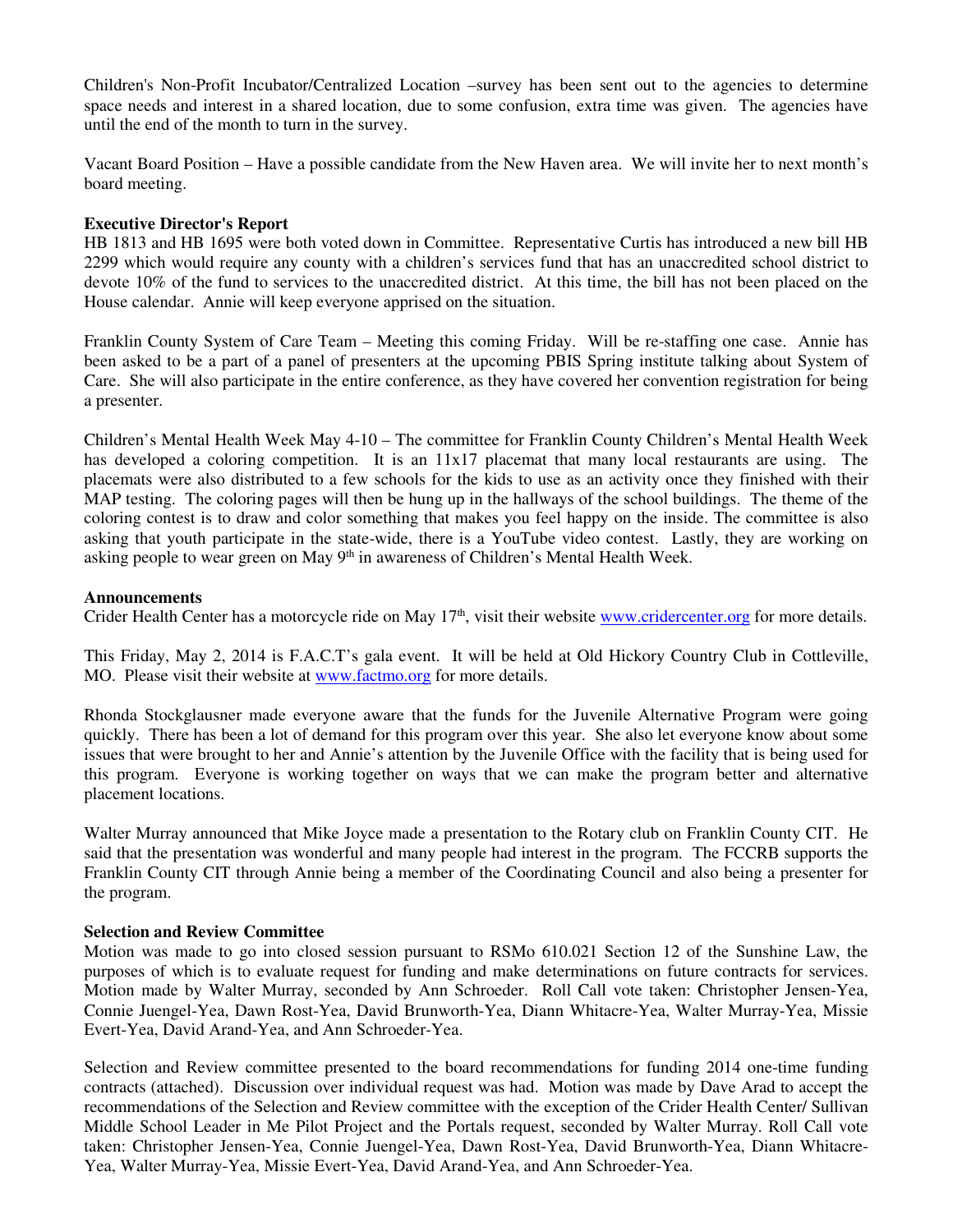Children's Non-Profit Incubator/Centralized Location –survey has been sent out to the agencies to determine space needs and interest in a shared location, due to some confusion, extra time was given. The agencies have until the end of the month to turn in the survey.

Vacant Board Position – Have a possible candidate from the New Haven area. We will invite her to next month's board meeting.

**Executive Director's Report**

HB 1813 and HB 1695 were both voted down in Committee. Representative Curtis has introduced a new bill HB 2299 which would require any county with a children's services fund that has an unaccredited school district to devote 10% of the fund to services to the unaccredited district. At this time, the bill has not been placed on the House calendar. Annie will keep everyone apprised on the situation.

Franklin County System of Care Team – Meeting this coming Friday. Will be re-staffing one case. Annie has been asked to be a part of a panel of presenters at the upcoming PBIS Spring institute talking about System of Care. She will also participate in the entire conference, as they have covered her convention registration for being a presenter.

Children's Mental Health Week May 4-10 – The committee for Franklin County Children's Mental Health Week has developed a coloring competition. It is an 11x17 placemat that many local restaurants are using. The placemats were also distributed to a few schools for the kids to use as an activity once they finished with their MAP testing. The coloring pages will then be hung up in the hallways of the school buildings. The theme of the coloring contest is to draw and color something that makes you feel happy on the inside. The committee is also asking that youth participate in the state-wide, there is a YouTube video contest. Lastly, they are working on asking people to wear green on May 9th in awareness of Children's Mental Health Week.

**Announcements**

Crider Health Center has a motorcycle ride on May 17th, visit their website www.cridercenter.org for more details.

This Friday, May 2, 2014 is F.A.C.T's gala event. It will be held at Old Hickory Country Club in Cottleville, MO. Please visit their website at www.factmo.org for more details.

Rhonda Stockglausner made everyone aware that the funds for the Juvenile Alternative Program were going quickly. There has been a lot of demand for this program over this year. She also let everyone know about some issues that were brought to her and Annie's attention by the Juvenile Office with the facility that is being used for this program. Everyone is working together on ways that we can make the program better and alternative placement locations.

Walter Murray announced that Mike Joyce made a presentation to the Rotary club on Franklin County CIT. He said that the presentation was wonderful and many people had interest in the program. The FCCRB supports the Franklin County CIT through Annie being a member of the Coordinating Council and also being a presenter for the program.

**Selection and Review Committee**

Motion was made to go into closed session pursuant to RSMo 610.021 Section 12 of the Sunshine Law, the purposes of which is to evaluate request for funding and make determinations on future contracts for services. Motion made by Walter Murray, seconded by Ann Schroeder. Roll Call vote taken: Christopher Jensen-Yea, Connie Juengel-Yea, Dawn Rost-Yea, David Brunworth-Yea, Diann Whitacre-Yea, Walter Murray-Yea, Missie Evert-Yea, David Arand-Yea, and Ann Schroeder-Yea.

Selection and Review committee presented to the board recommendations for funding 2014 one-time funding contracts (attached). Discussion over individual request was had. Motion was made by Dave Arad to accept the recommendations of the Selection and Review committee with the exception of the Crider Health Center/ Sullivan Middle School Leader in Me Pilot Project and the Portals request, seconded by Walter Murray. Roll Call vote taken: Christopher Jensen-Yea, Connie Juengel-Yea, Dawn Rost-Yea, David Brunworth-Yea, Diann Whitacre-Yea, Walter Murray-Yea, Missie Evert-Yea, David Arand-Yea, and Ann Schroeder-Yea.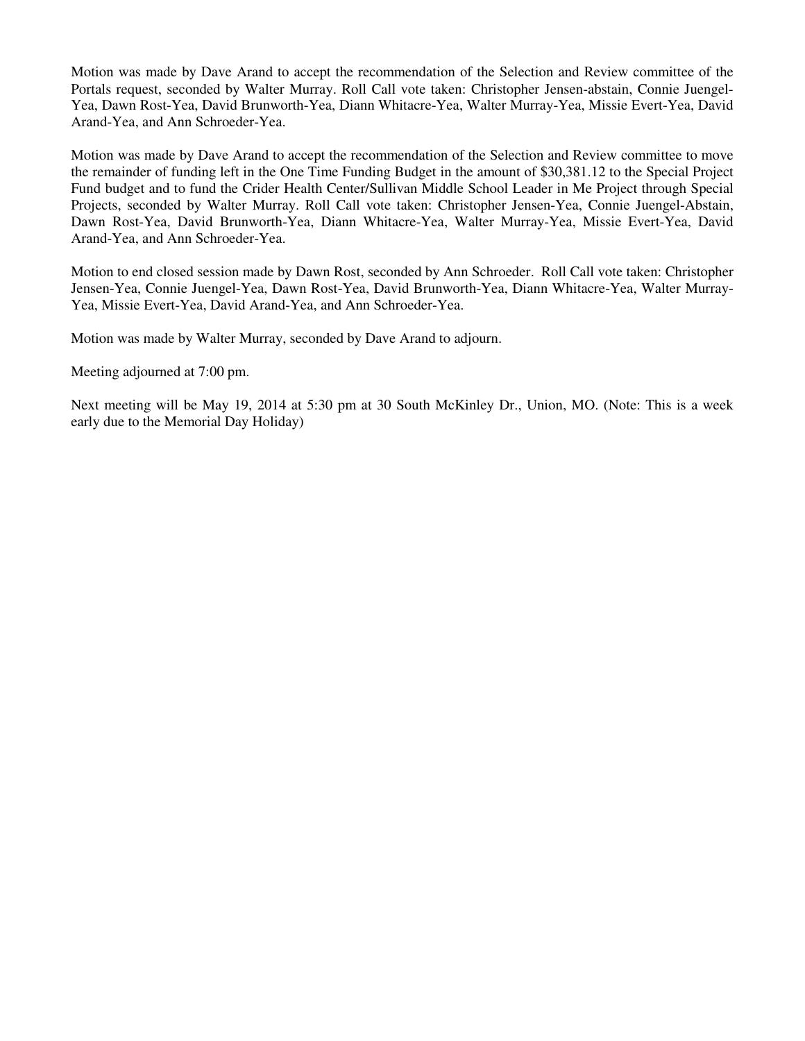Motion was made by Dave Arand to accept the recommendation of the Selection and Review committee of the Portals request, seconded by Walter Murray. Roll Call vote taken: Christopher Jensen-abstain, Connie Juengel-Yea, Dawn Rost-Yea, David Brunworth-Yea, Diann Whitacre-Yea, Walter Murray-Yea, Missie Evert-Yea, David Arand-Yea, and Ann Schroeder-Yea.

Motion was made by Dave Arand to accept the recommendation of the Selection and Review committee to move the remainder of funding left in the One Time Funding Budget in the amount of $30,381.12 to the Special Project Fund budget and to fund the Crider Health Center/Sullivan Middle School Leader in Me Project through Special Projects, seconded by Walter Murray. Roll Call vote taken: Christopher Jensen-Yea, Connie Juengel-Abstain, Dawn Rost-Yea, David Brunworth-Yea, Diann Whitacre-Yea, Walter Murray-Yea, Missie Evert-Yea, David Arand-Yea, and Ann Schroeder-Yea.

Motion to end closed session made by Dawn Rost, seconded by Ann Schroeder. Roll Call vote taken: Christopher Jensen-Yea, Connie Juengel-Yea, Dawn Rost-Yea, David Brunworth-Yea, Diann Whitacre-Yea, Walter Murray-Yea, Missie Evert-Yea, David Arand-Yea, and Ann Schroeder-Yea.

Motion was made by Walter Murray, seconded by Dave Arand to adjourn.

Meeting adjourned at 7:00 pm.

Next meeting will be May 19, 2014 at 5:30 pm at 30 South McKinley Dr., Union, MO. (Note: This is a week early due to the Memorial Day Holiday)